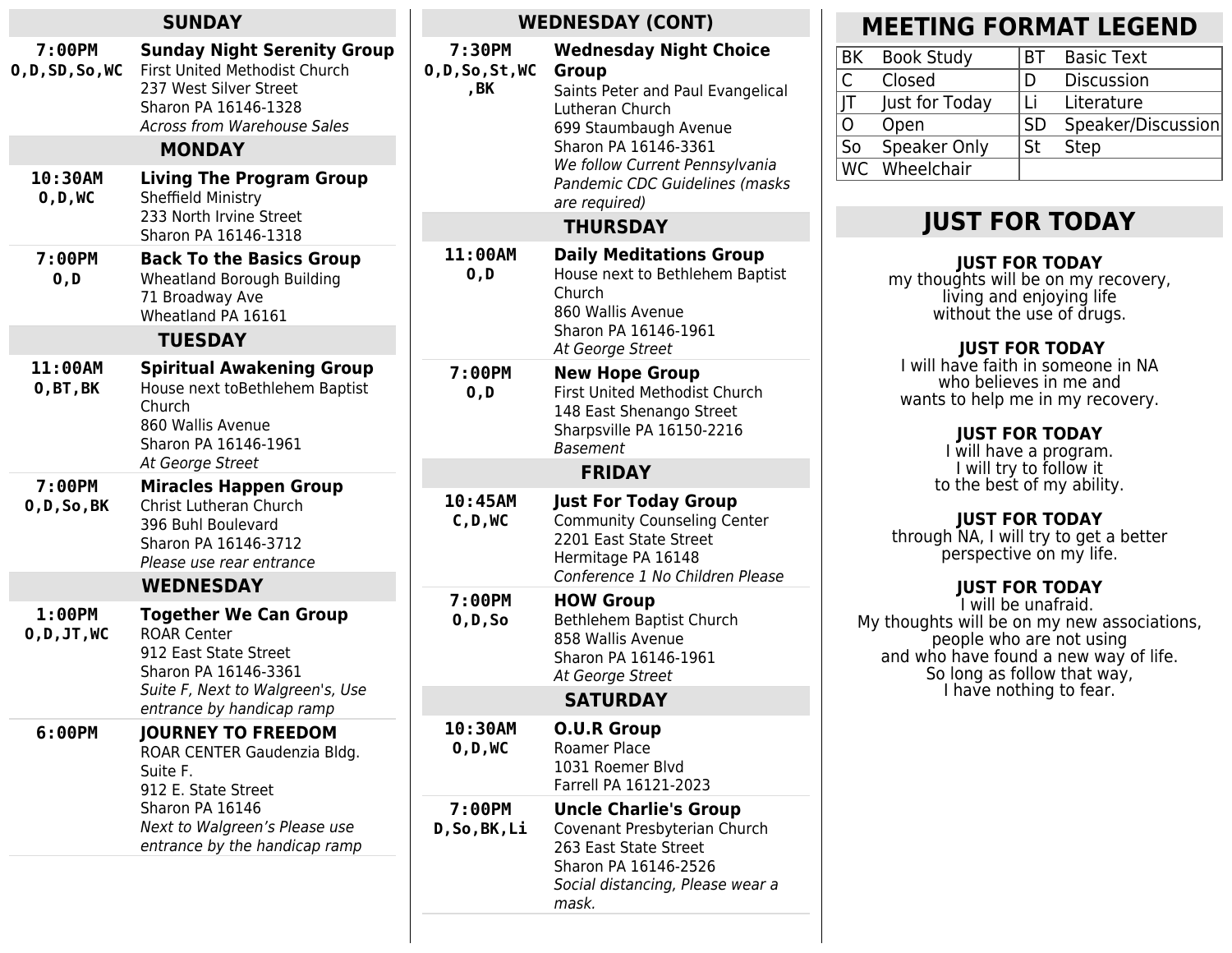## SUNDAY

**7:00PM**
**O,D,SD,So,WC**

**Sunday Night Serenity Group**
First United Methodist Church
237 West Silver Street
Sharon PA 16146-1328
*Across from Warehouse Sales*

## MONDAY

**10:30AM**
**O,D,WC**

**Living The Program Group**
Sheffield Ministry
233 North Irvine Street
Sharon PA 16146-1318

**7:00PM**
**O,D**

**Back To the Basics Group**
Wheatland Borough Building
71 Broadway Ave
Wheatland PA 16161

## TUESDAY

**11:00AM**
**O,BT,BK**

**Spiritual Awakening Group**
House next toBethlehem Baptist Church
860 Wallis Avenue
Sharon PA 16146-1961
*At George Street*

**7:00PM**
**O,D,So,BK**

**Miracles Happen Group**
Christ Lutheran Church
396 Buhl Boulevard
Sharon PA 16146-3712
*Please use rear entrance*

## WEDNESDAY

**1:00PM**
**O,D,JT,WC**

**Together We Can Group**
ROAR Center
912 East State Street
Sharon PA 16146-3361
*Suite F, Next to Walgreen's, Use entrance by handicap ramp*

**6:00PM**

**JOURNEY TO FREEDOM**
ROAR CENTER Gaudenzia Bldg. Suite F.
912 E. State Street
Sharon PA 16146
*Next to Walgreen’s Please use entrance by the handicap ramp*

## WEDNESDAY (CONT)

**7:30PM**
**O,D,So,St,WC,BK**

**Wednesday Night Choice Group**
Saints Peter and Paul Evangelical Lutheran Church
699 Staumbaugh Avenue
Sharon PA 16146-3361
*We follow Current Pennsylvania Pandemic CDC Guidelines (masks are required)*

## THURSDAY

**11:00AM**
**O,D**

**Daily Meditations Group**
House next to Bethlehem Baptist Church
860 Wallis Avenue
Sharon PA 16146-1961
*At George Street*

**7:00PM**
**O,D**

**New Hope Group**
First United Methodist Church
148 East Shenango Street
Sharpsville PA 16150-2216
*Basement*

## FRIDAY

**10:45AM**
**C,D,WC**

**Just For Today Group**
Community Counseling Center
2201 East State Street
Hermitage PA 16148
*Conference 1 No Children Please*

**7:00PM**
**O,D,So**

**HOW Group**
Bethlehem Baptist Church
858 Wallis Avenue
Sharon PA 16146-1961
*At George Street*

## SATURDAY

**10:30AM**
**O,D,WC**

**O.U.R Group**
Roamer Place
1031 Roemer Blvd
Farrell PA 16121-2023

**7:00PM**
**D,So,BK,Li**

**Uncle Charlie's Group**
Covenant Presbyterian Church
263 East State Street
Sharon PA 16146-2526
*Social distancing, Please wear a mask.*

## MEETING FORMAT LEGEND

| | | | |
|---|---|---|---|
| BK | Book Study | BT | Basic Text |
| C | Closed | D | Discussion |
| JT | Just for Today | Li | Literature |
| O | Open | SD | Speaker/Discussion |
| So | Speaker Only | St | Step |
| WC | Wheelchair | | |

## JUST FOR TODAY

**JUST FOR TODAY**
my thoughts will be on my recovery,
living and enjoying life
without the use of drugs.

**JUST FOR TODAY**
I will have faith in someone in NA
who believes in me and
wants to help me in my recovery.

**JUST FOR TODAY**
I will have a program.
I will try to follow it
to the best of my ability.

**JUST FOR TODAY**
through NA, I will try to get a better
perspective on my life.

**JUST FOR TODAY**
I will be unafraid.
My thoughts will be on my new associations,
people who are not using
and who have found a new way of life.
So long as follow that way,
I have nothing to fear.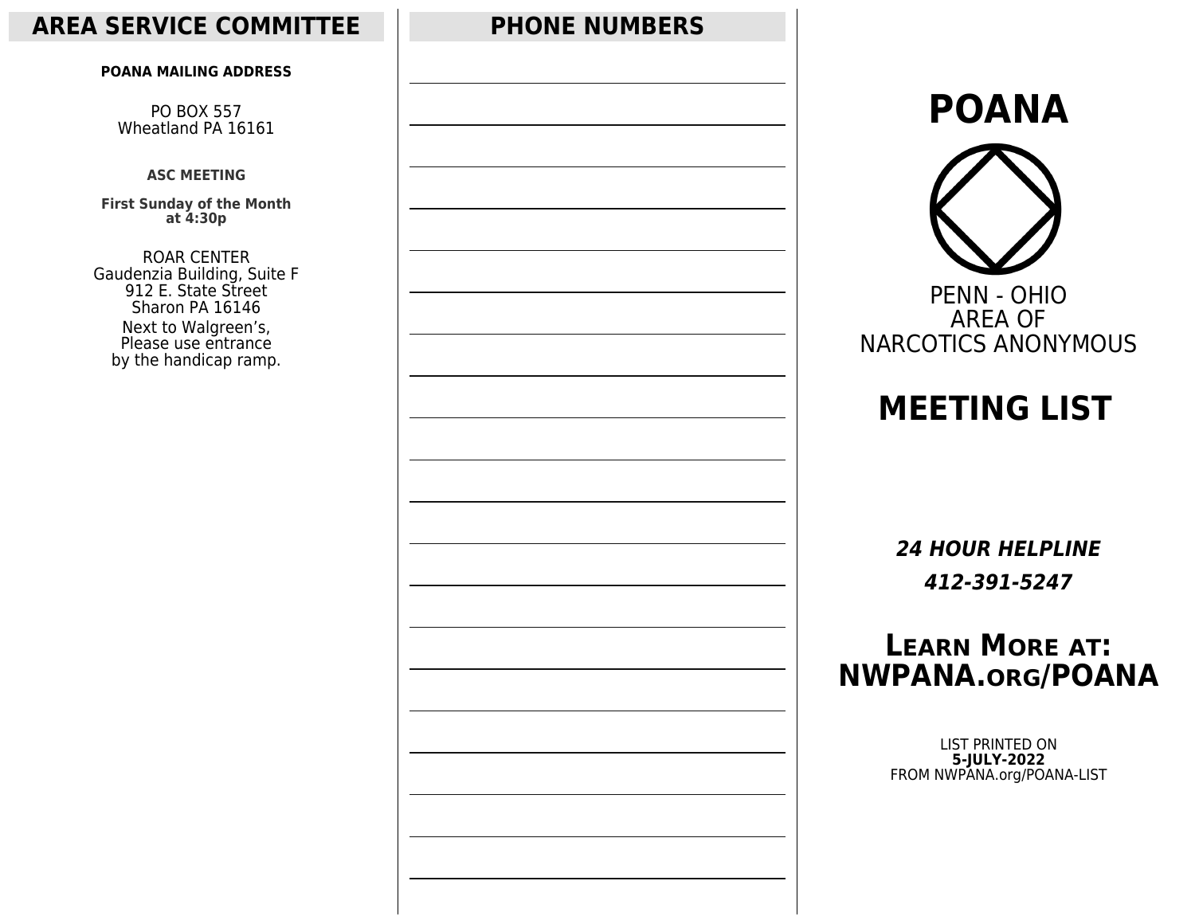## AREA SERVICE COMMITTEE

**POANA MAILING ADDRESS**

PO BOX 557
Wheatland PA 16161

**ASC MEETING**

**First Sunday of the Month at 4:30p**

ROAR CENTER
Gaudenzia Building, Suite F
912 E. State Street
Sharon PA 16146
Next to Walgreen's,
Please use entrance
by the handicap ramp.

## PHONE NUMBERS

# POANA

PENN - OHIO
AREA OF
NARCOTICS ANONYMOUS

# MEETING LIST

***24 HOUR HELPLINE***

***412-391-5247***

## LEARN MORE AT: NWPANA.ORG/POANA

LIST PRINTED ON
**5-JULY-2022**
FROM NWPANA.org/POANA-LIST